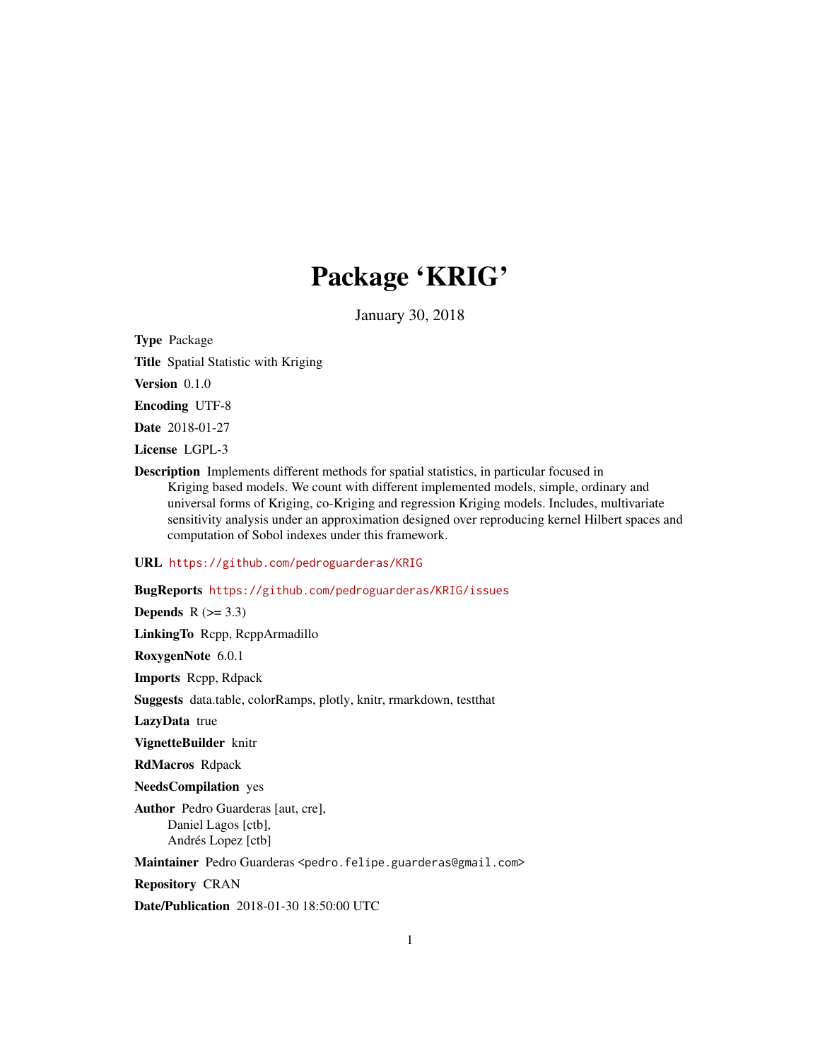# Package 'KRIG'

January 30, 2018

**Type** Package

**Title** Spatial Statistic with Kriging

**Version** 0.1.0

**Encoding** UTF-8

**Date** 2018-01-27

**License** LGPL-3

**Description** Implements different methods for spatial statistics, in particular focused in Kriging based models. We count with different implemented models, simple, ordinary and universal forms of Kriging, co-Kriging and regression Kriging models. Includes, multivariate sensitivity analysis under an approximation designed over reproducing kernel Hilbert spaces and computation of Sobol indexes under this framework.

**URL** https://github.com/pedroguarderas/KRIG

**BugReports** https://github.com/pedroguarderas/KRIG/issues

**Depends** R (>= 3.3)

**LinkingTo** Rcpp, RcppArmadillo

**RoxygenNote** 6.0.1

**Imports** Rcpp, Rdpack

**Suggests** data.table, colorRamps, plotly, knitr, rmarkdown, testthat

**LazyData** true

**VignetteBuilder** knitr

**RdMacros** Rdpack

**NeedsCompilation** yes

**Author** Pedro Guarderas [aut, cre],
Daniel Lagos [ctb],
Andrés Lopez [ctb]

**Maintainer** Pedro Guarderas <pedro.felipe.guarderas@gmail.com>

**Repository** CRAN

**Date/Publication** 2018-01-30 18:50:00 UTC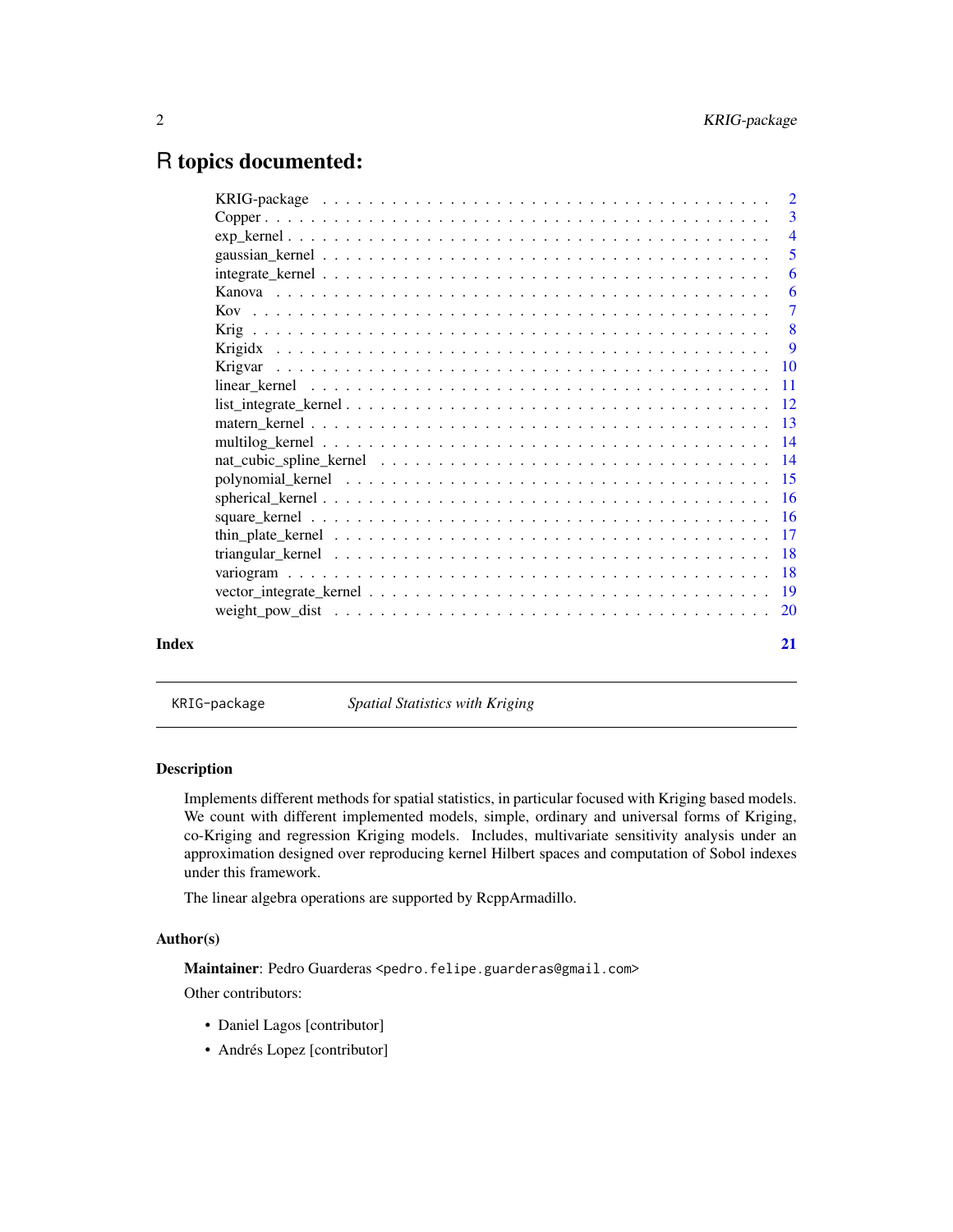# R topics documented:

| | |
|---|---|
| KRIG-package | 2 |
| Copper | 3 |
| exp_kernel | 4 |
| gaussian_kernel | 5 |
| integrate_kernel | 6 |
| Kanova | 6 |
| Kov | 7 |
| Krig | 8 |
| Krigidx | 9 |
| Krigvar | 10 |
| linear_kernel | 11 |
| list_integrate_kernel | 12 |
| matern_kernel | 13 |
| multilog_kernel | 14 |
| nat_cubic_spline_kernel | 14 |
| polynomial_kernel | 15 |
| spherical_kernel | 16 |
| square_kernel | 16 |
| thin_plate_kernel | 17 |
| triangular_kernel | 18 |
| variogram | 18 |
| vector_integrate_kernel | 19 |
| weight_pow_dist | 20 |
| **Index** | **21** |

---

`KRIG-package` *Spatial Statistics with Kriging*

---

## Description

Implements different methods for spatial statistics, in particular focused with Kriging based models. We count with different implemented models, simple, ordinary and universal forms of Kriging, co-Kriging and regression Kriging models. Includes, multivariate sensitivity analysis under an approximation designed over reproducing kernel Hilbert spaces and computation of Sobol indexes under this framework.

The linear algebra operations are supported by RcppArmadillo.

## Author(s)

**Maintainer**: Pedro Guarderas <pedro.felipe.guarderas@gmail.com>

Other contributors:

- Daniel Lagos [contributor]
- Andrés Lopez [contributor]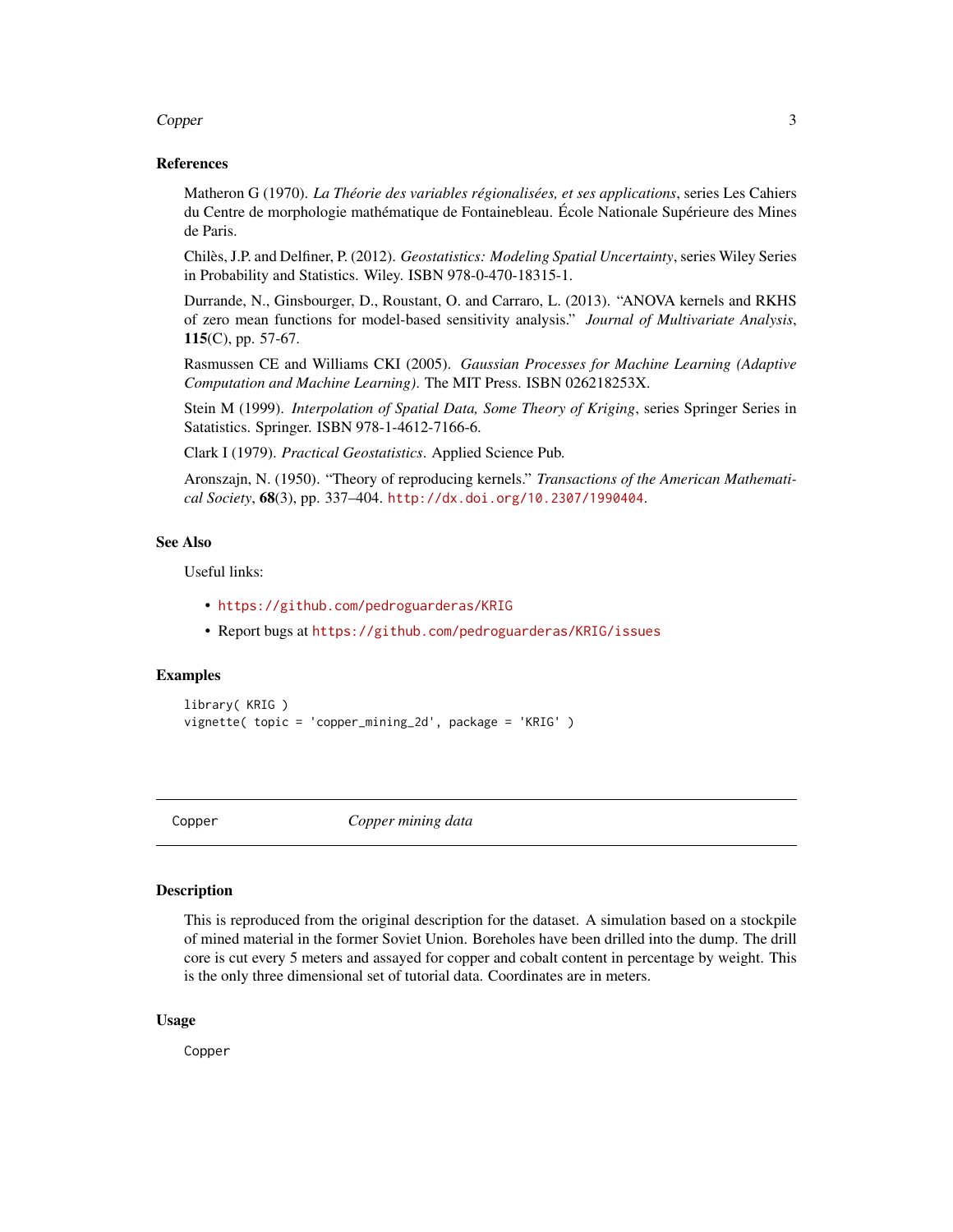### References

Matheron G (1970). *La Théorie des variables régionalisées, et ses applications*, series Les Cahiers du Centre de morphologie mathématique de Fontainebleau. École Nationale Supérieure des Mines de Paris.

Chilès, J.P. and Delfiner, P. (2012). *Geostatistics: Modeling Spatial Uncertainty*, series Wiley Series in Probability and Statistics. Wiley. ISBN 978-0-470-18315-1.

Durrande, N., Ginsbourger, D., Roustant, O. and Carraro, L. (2013). "ANOVA kernels and RKHS of zero mean functions for model-based sensitivity analysis." *Journal of Multivariate Analysis*, **115**(C), pp. 57-67.

Rasmussen CE and Williams CKI (2005). *Gaussian Processes for Machine Learning (Adaptive Computation and Machine Learning)*. The MIT Press. ISBN 026218253X.

Stein M (1999). *Interpolation of Spatial Data, Some Theory of Kriging*, series Springer Series in Satatistics. Springer. ISBN 978-1-4612-7166-6.

Clark I (1979). *Practical Geostatistics*. Applied Science Pub.

Aronszajn, N. (1950). "Theory of reproducing kernels." *Transactions of the American Mathematical Society*, **68**(3), pp. 337–404. http://dx.doi.org/10.2307/1990404.

### See Also

Useful links:

- https://github.com/pedroguarderas/KRIG
- Report bugs at https://github.com/pedroguarderas/KRIG/issues

### Examples

```
library( KRIG )
vignette( topic = 'copper_mining_2d', package = 'KRIG' )
```

---

## Copper — *Copper mining data*

---

### Description

This is reproduced from the original description for the dataset. A simulation based on a stockpile of mined material in the former Soviet Union. Boreholes have been drilled into the dump. The drill core is cut every 5 meters and assayed for copper and cobalt content in percentage by weight. This is the only three dimensional set of tutorial data. Coordinates are in meters.

### Usage

```
Copper
```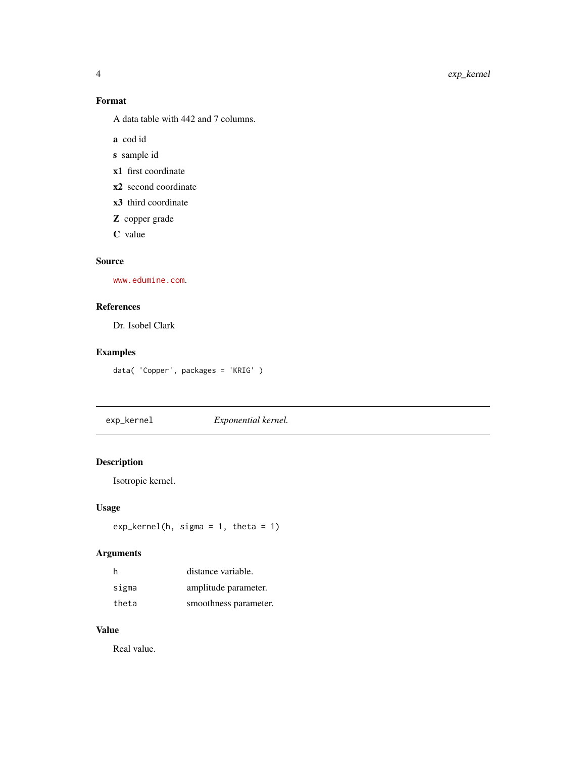### Format

A data table with 442 and 7 columns.

**a** cod id

**s** sample id

**x1** first coordinate

**x2** second coordinate

**x3** third coordinate

**Z** copper grade

**C** value

### Source

www.edumine.com.

### References

Dr. Isobel Clark

### Examples

```
data( 'Copper', packages = 'KRIG' )
```

---

## exp_kernel *Exponential kernel.*

---

### Description

Isotropic kernel.

### Usage

```
exp_kernel(h, sigma = 1, theta = 1)
```

### Arguments

| | |
|---|---|
| h | distance variable. |
| sigma | amplitude parameter. |
| theta | smoothness parameter. |

### Value

Real value.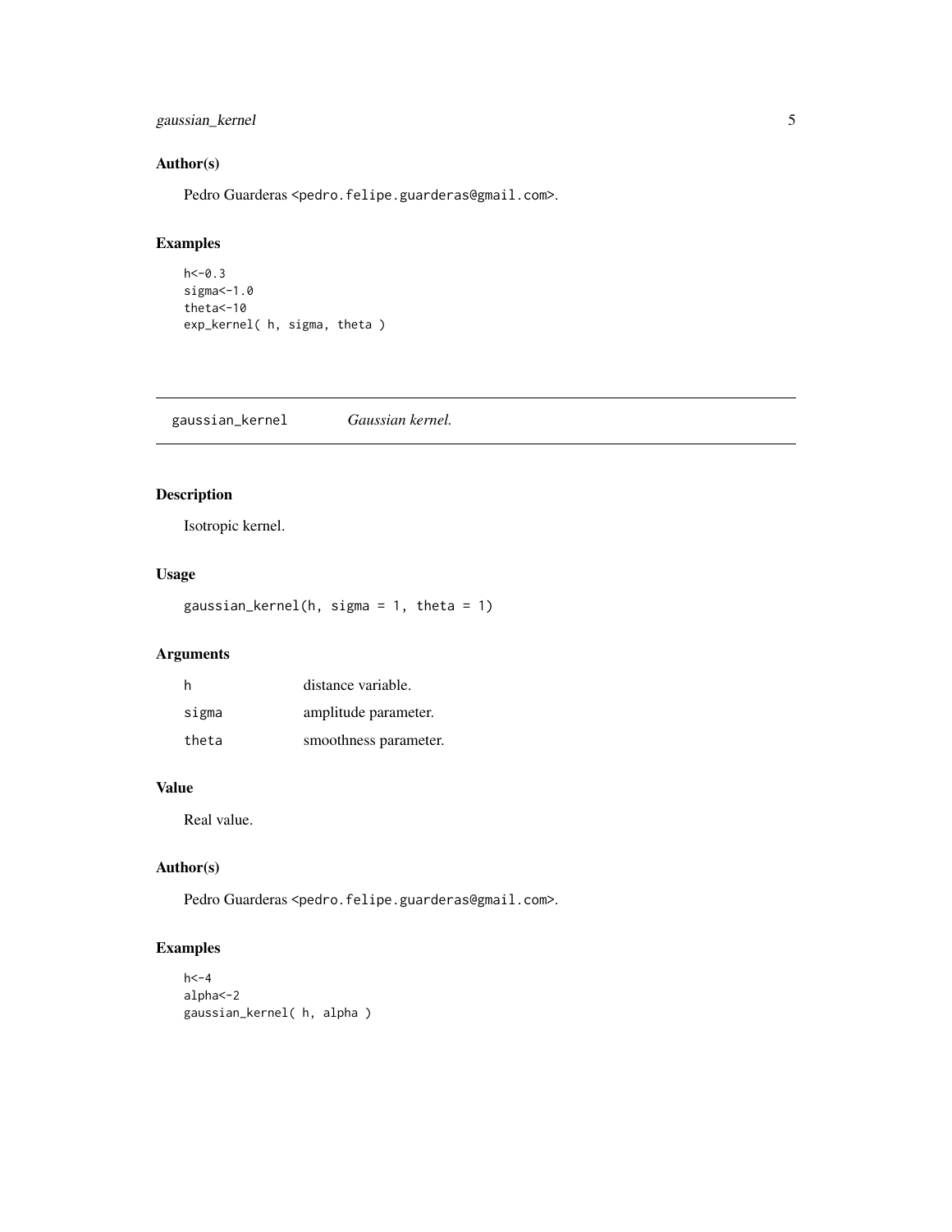### Author(s)

Pedro Guarderas <pedro.felipe.guarderas@gmail.com>.

### Examples

```
h<-0.3
sigma<-1.0
theta<-10
exp_kernel( h, sigma, theta )
```

---

## gaussian_kernel *Gaussian kernel.*

---

### Description

Isotropic kernel.

### Usage

```
gaussian_kernel(h, sigma = 1, theta = 1)
```

### Arguments

| | |
|---|---|
| h | distance variable. |
| sigma | amplitude parameter. |
| theta | smoothness parameter. |

### Value

Real value.

### Author(s)

Pedro Guarderas <pedro.felipe.guarderas@gmail.com>.

### Examples

```
h<-4
alpha<-2
gaussian_kernel( h, alpha )
```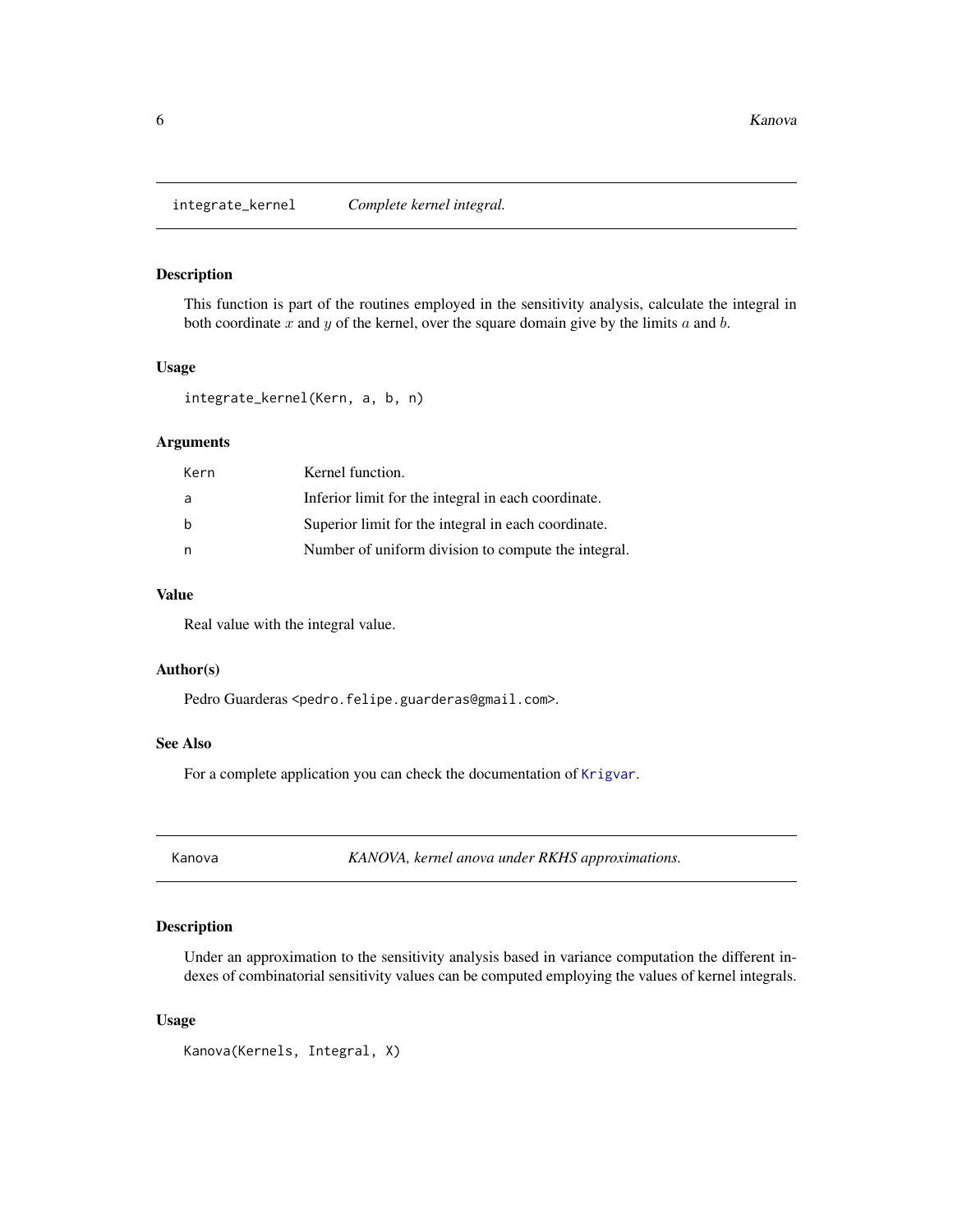## integrate_kernel *Complete kernel integral.*

### Description

This function is part of the routines employed in the sensitivity analysis, calculate the integral in both coordinate $x$ and $y$ of the kernel, over the square domain give by the limits $a$ and $b$.

### Usage

```
integrate_kernel(Kern, a, b, n)
```

### Arguments

| | |
|---|---|
| Kern | Kernel function. |
| a | Inferior limit for the integral in each coordinate. |
| b | Superior limit for the integral in each coordinate. |
| n | Number of uniform division to compute the integral. |

### Value

Real value with the integral value.

### Author(s)

Pedro Guarderas <pedro.felipe.guarderas@gmail.com>.

### See Also

For a complete application you can check the documentation of Krigvar.

## Kanova *KANOVA, kernel anova under RKHS approximations.*

### Description

Under an approximation to the sensitivity analysis based in variance computation the different indexes of combinatorial sensitivity values can be computed employing the values of kernel integrals.

### Usage

```
Kanova(Kernels, Integral, X)
```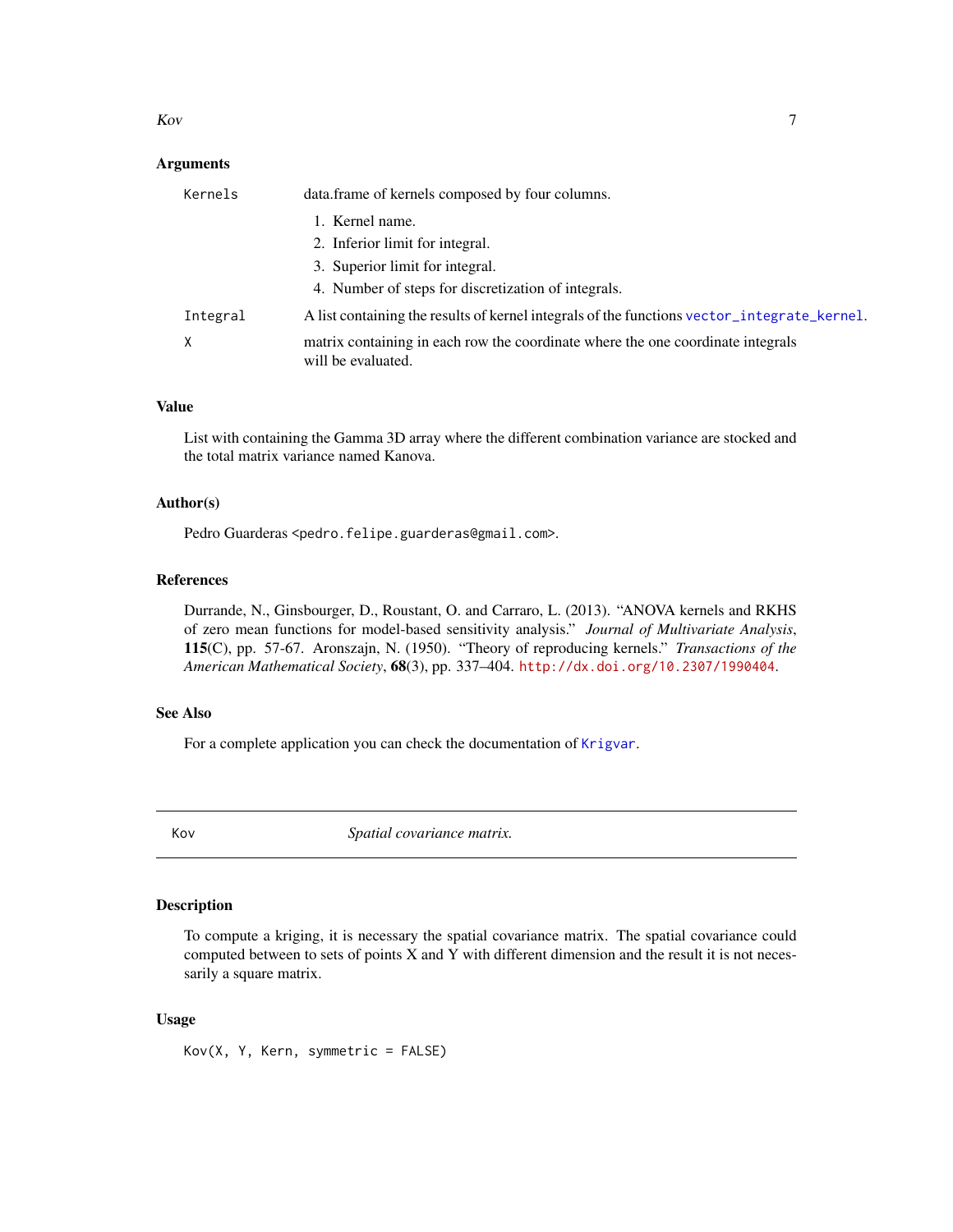### Arguments

| | |
|---|---|
| Kernels | data.frame of kernels composed by four columns. 1. Kernel name. 2. Inferior limit for integral. 3. Superior limit for integral. 4. Number of steps for discretization of integrals. |
| Integral | A list containing the results of kernel integrals of the functions vector_integrate_kernel. |
| X | matrix containing in each row the coordinate where the one coordinate integrals will be evaluated. |

### Value

List with containing the Gamma 3D array where the different combination variance are stocked and the total matrix variance named Kanova.

### Author(s)

Pedro Guarderas <pedro.felipe.guarderas@gmail.com>.

### References

Durrande, N., Ginsbourger, D., Roustant, O. and Carraro, L. (2013). "ANOVA kernels and RKHS of zero mean functions for model-based sensitivity analysis." *Journal of Multivariate Analysis*, **115**(C), pp. 57-67. Aronszajn, N. (1950). "Theory of reproducing kernels." *Transactions of the American Mathematical Society*, **68**(3), pp. 337–404. http://dx.doi.org/10.2307/1990404.

### See Also

For a complete application you can check the documentation of Krigvar.

---

## Kov — *Spatial covariance matrix.*

---

### Description

To compute a kriging, it is necessary the spatial covariance matrix. The spatial covariance could computed between to sets of points X and Y with different dimension and the result it is not necessarily a square matrix.

### Usage

```
Kov(X, Y, Kern, symmetric = FALSE)
```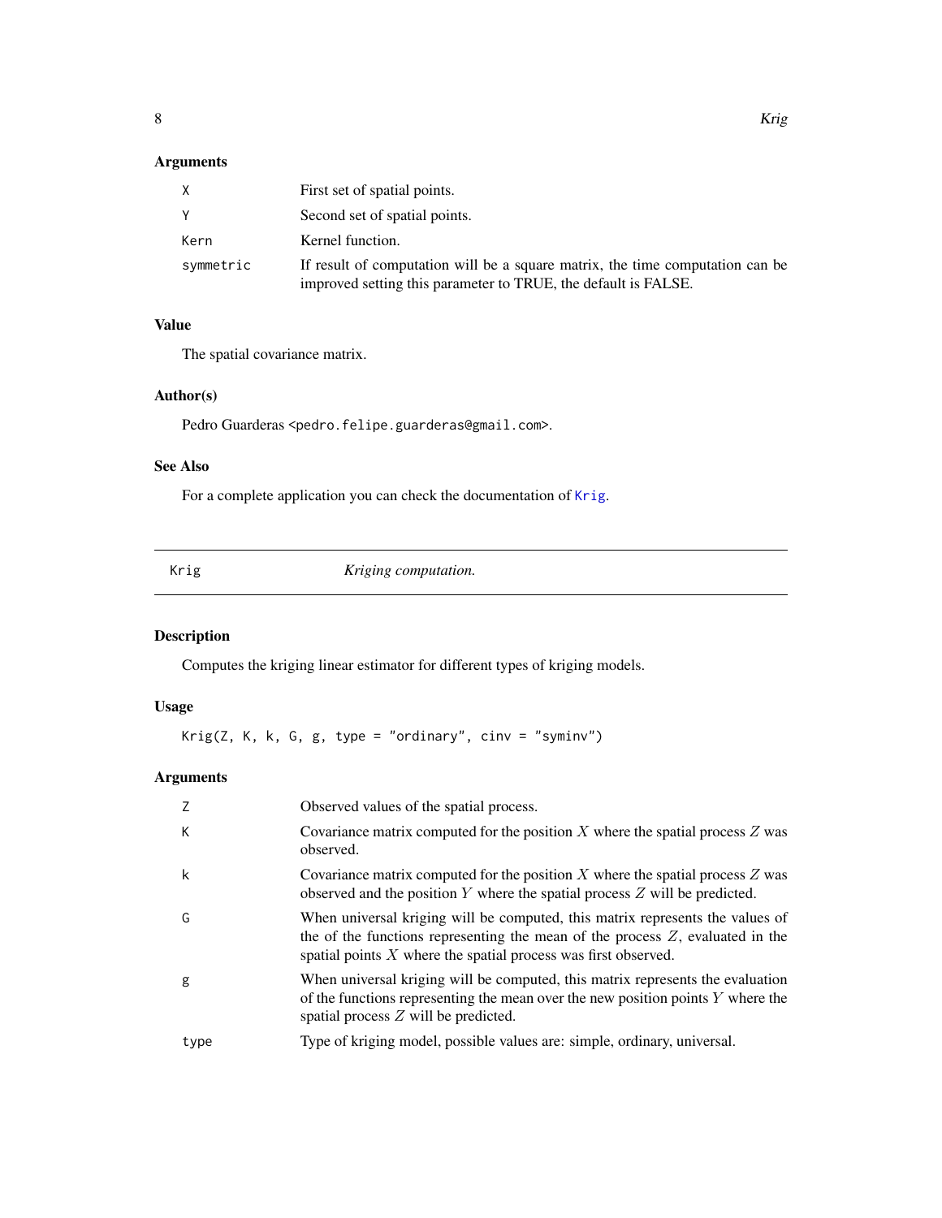### Arguments

| | |
|---|---|
| X | First set of spatial points. |
| Y | Second set of spatial points. |
| Kern | Kernel function. |
| symmetric | If result of computation will be a square matrix, the time computation can be improved setting this parameter to TRUE, the default is FALSE. |

### Value

The spatial covariance matrix.

### Author(s)

Pedro Guarderas <pedro.felipe.guarderas@gmail.com>.

### See Also

For a complete application you can check the documentation of Krig.

---

## Krig — *Kriging computation.*

---

### Description

Computes the kriging linear estimator for different types of kriging models.

### Usage

```
Krig(Z, K, k, G, g, type = "ordinary", cinv = "syminv")
```

### Arguments

| | |
|---|---|
| Z | Observed values of the spatial process. |
| K | Covariance matrix computed for the position $X$ where the spatial process $Z$ was observed. |
| k | Covariance matrix computed for the position $X$ where the spatial process $Z$ was observed and the position $Y$ where the spatial process $Z$ will be predicted. |
| G | When universal kriging will be computed, this matrix represents the values of the of the functions representing the mean of the process $Z$, evaluated in the spatial points $X$ where the spatial process was first observed. |
| g | When universal kriging will be computed, this matrix represents the evaluation of the functions representing the mean over the new position points $Y$ where the spatial process $Z$ will be predicted. |
| type | Type of kriging model, possible values are: simple, ordinary, universal. |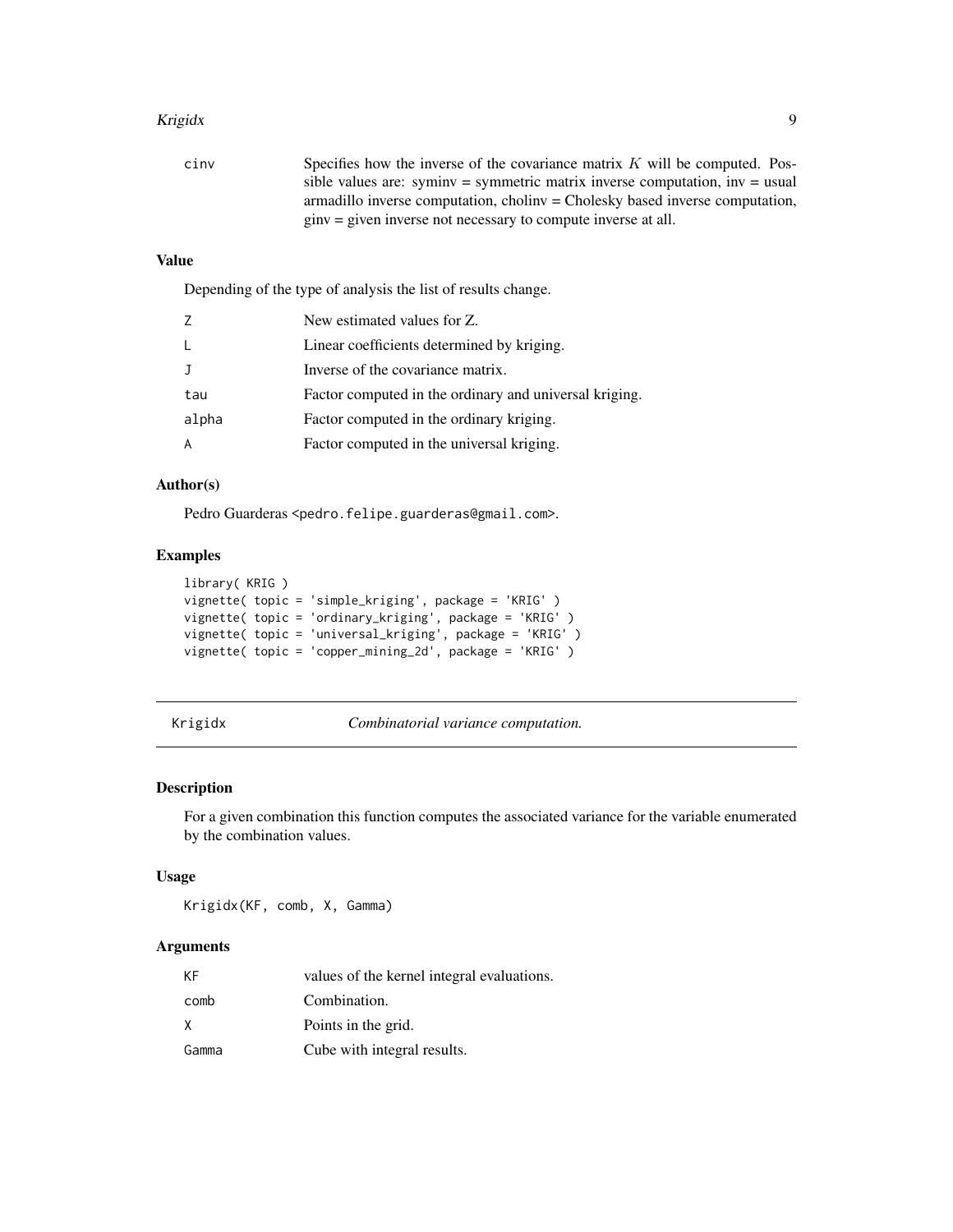| | |
|---|---|
| cinv | Specifies how the inverse of the covariance matrix $K$ will be computed. Possible values are: syminv = symmetric matrix inverse computation, inv = usual armadillo inverse computation, cholinv = Cholesky based inverse computation, ginv = given inverse not necessary to compute inverse at all. |

### Value

Depending of the type of analysis the list of results change.

| | |
|---|---|
| Z | New estimated values for Z. |
| L | Linear coefficients determined by kriging. |
| J | Inverse of the covariance matrix. |
| tau | Factor computed in the ordinary and universal kriging. |
| alpha | Factor computed in the ordinary kriging. |
| A | Factor computed in the universal kriging. |

### Author(s)

Pedro Guarderas <pedro.felipe.guarderas@gmail.com>.

### Examples

```
library( KRIG )
vignette( topic = 'simple_kriging', package = 'KRIG' )
vignette( topic = 'ordinary_kriging', package = 'KRIG' )
vignette( topic = 'universal_kriging', package = 'KRIG' )
vignette( topic = 'copper_mining_2d', package = 'KRIG' )
```

## Krigidx — *Combinatorial variance computation.*

### Description

For a given combination this function computes the associated variance for the variable enumerated by the combination values.

### Usage

```
Krigidx(KF, comb, X, Gamma)
```

### Arguments

| | |
|---|---|
| KF | values of the kernel integral evaluations. |
| comb | Combination. |
| X | Points in the grid. |
| Gamma | Cube with integral results. |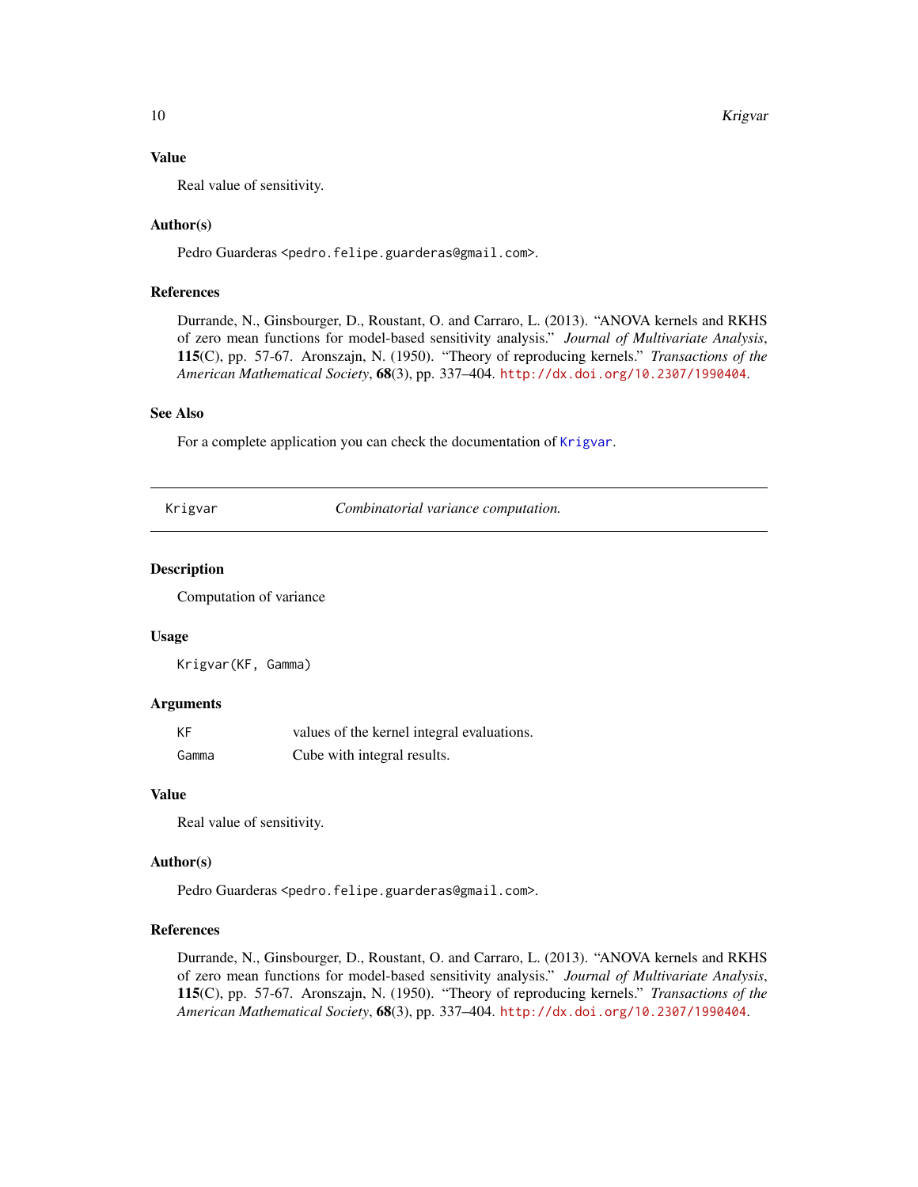### Value

Real value of sensitivity.

### Author(s)

Pedro Guarderas <pedro.felipe.guarderas@gmail.com>.

### References

Durrande, N., Ginsbourger, D., Roustant, O. and Carraro, L. (2013). "ANOVA kernels and RKHS of zero mean functions for model-based sensitivity analysis." *Journal of Multivariate Analysis*, **115**(C), pp. 57-67. Aronszajn, N. (1950). "Theory of reproducing kernels." *Transactions of the American Mathematical Society*, **68**(3), pp. 337–404. http://dx.doi.org/10.2307/1990404.

### See Also

For a complete application you can check the documentation of Krigvar.

---

## Krigvar — *Combinatorial variance computation.*

---

### Description

Computation of variance

### Usage

```
Krigvar(KF, Gamma)
```

### Arguments

| | |
|---|---|
| KF | values of the kernel integral evaluations. |
| Gamma | Cube with integral results. |

### Value

Real value of sensitivity.

### Author(s)

Pedro Guarderas <pedro.felipe.guarderas@gmail.com>.

### References

Durrande, N., Ginsbourger, D., Roustant, O. and Carraro, L. (2013). "ANOVA kernels and RKHS of zero mean functions for model-based sensitivity analysis." *Journal of Multivariate Analysis*, **115**(C), pp. 57-67. Aronszajn, N. (1950). "Theory of reproducing kernels." *Transactions of the American Mathematical Society*, **68**(3), pp. 337–404. http://dx.doi.org/10.2307/1990404.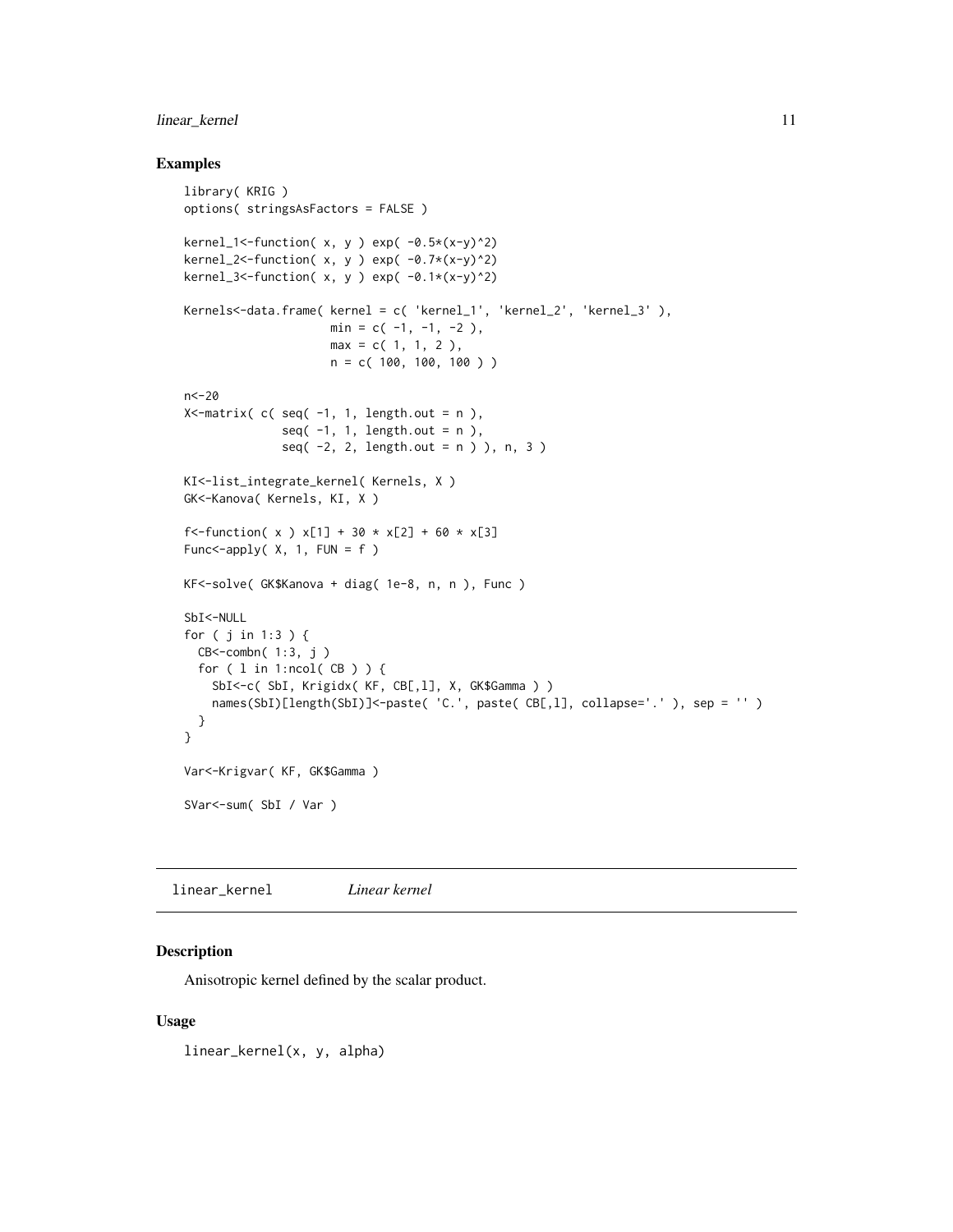## Examples

```
library( KRIG )
options( stringsAsFactors = FALSE )

kernel_1<-function( x, y ) exp( -0.5*(x-y)^2)
kernel_2<-function( x, y ) exp( -0.7*(x-y)^2)
kernel_3<-function( x, y ) exp( -0.1*(x-y)^2)

Kernels<-data.frame( kernel = c( 'kernel_1', 'kernel_2', 'kernel_3' ),
                     min = c( -1, -1, -2 ),
                     max = c( 1, 1, 2 ),
                     n = c( 100, 100, 100 ) )

n<-20
X<-matrix( c( seq( -1, 1, length.out = n ),
              seq( -1, 1, length.out = n ),
              seq( -2, 2, length.out = n ) ), n, 3 )

KI<-list_integrate_kernel( Kernels, X )
GK<-Kanova( Kernels, KI, X )

f<-function( x ) x[1] + 30 * x[2] + 60 * x[3]
Func<-apply( X, 1, FUN = f )

KF<-solve( GK$Kanova + diag( 1e-8, n, n ), Func )

SbI<-NULL
for ( j in 1:3 ) {
  CB<-combn( 1:3, j )
  for ( l in 1:ncol( CB ) ) {
    SbI<-c( SbI, Krigidx( KF, CB[,l], X, GK$Gamma ) )
    names(SbI)[length(SbI)]<-paste( 'C.', paste( CB[,l], collapse='.' ), sep = '' )
  }
}

Var<-Krigvar( KF, GK$Gamma )

SVar<-sum( SbI / Var )
```

---

`linear_kernel` *Linear kernel*

---

## Description

Anisotropic kernel defined by the scalar product.

## Usage

```
linear_kernel(x, y, alpha)
```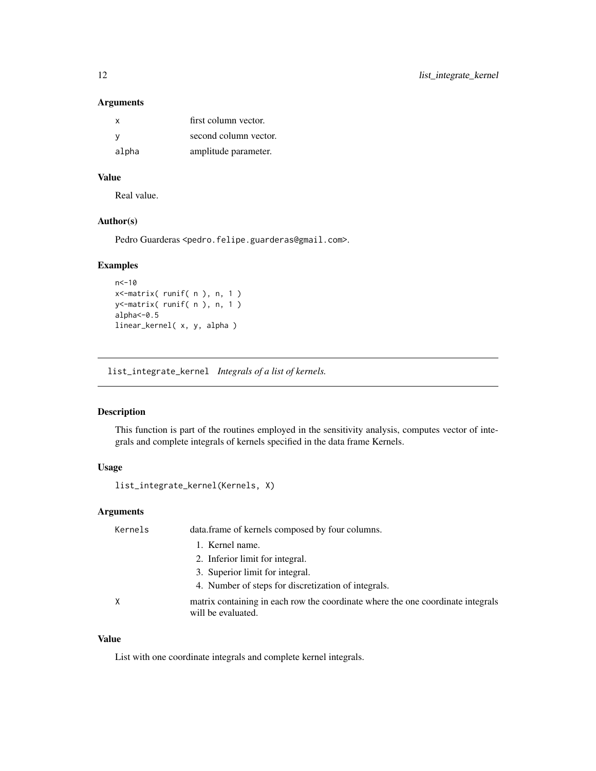### Arguments

| | |
|---|---|
| x | first column vector. |
| y | second column vector. |
| alpha | amplitude parameter. |

### Value

Real value.

### Author(s)

Pedro Guarderas <pedro.felipe.guarderas@gmail.com>.

### Examples

```
n<-10
x<-matrix( runif( n ), n, 1 )
y<-matrix( runif( n ), n, 1 )
alpha<-0.5
linear_kernel( x, y, alpha )
```

---

## list_integrate_kernel *Integrals of a list of kernels.*

---

### Description

This function is part of the routines employed in the sensitivity analysis, computes vector of integrals and complete integrals of kernels specified in the data frame Kernels.

### Usage

```
list_integrate_kernel(Kernels, X)
```

### Arguments

**Kernels** data.frame of kernels composed by four columns.

1. Kernel name.
2. Inferior limit for integral.
3. Superior limit for integral.
4. Number of steps for discretization of integrals.

**X** matrix containing in each row the coordinate where the one coordinate integrals will be evaluated.

### Value

List with one coordinate integrals and complete kernel integrals.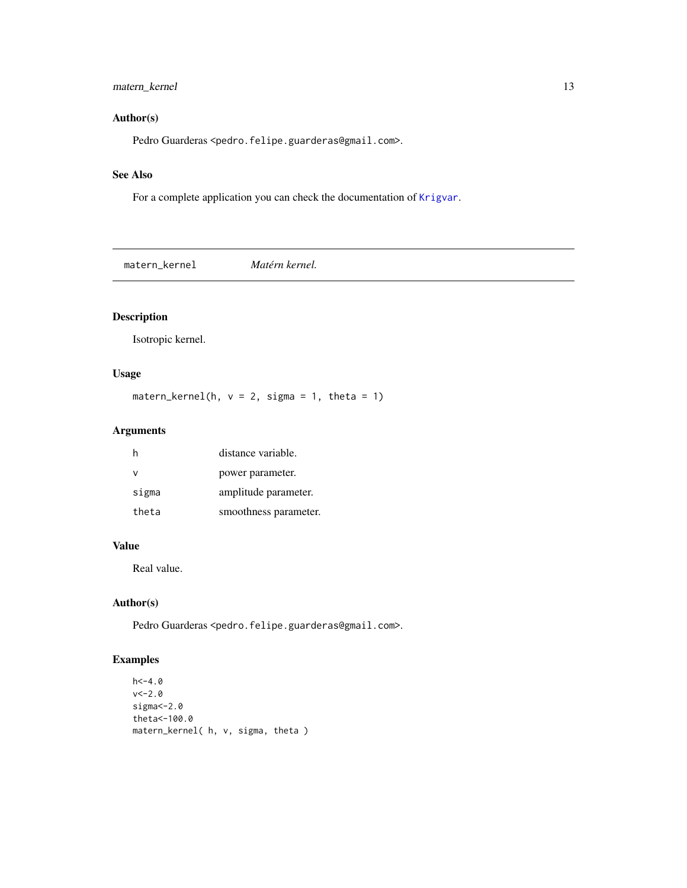## Author(s)

Pedro Guarderas <pedro.felipe.guarderas@gmail.com>.

## See Also

For a complete application you can check the documentation of Krigvar.

---

`matern_kernel` *Matérn kernel.*

---

## Description

Isotropic kernel.

## Usage

```
matern_kernel(h, v = 2, sigma = 1, theta = 1)
```

## Arguments

| | |
|---|---|
| h | distance variable. |
| v | power parameter. |
| sigma | amplitude parameter. |
| theta | smoothness parameter. |

## Value

Real value.

## Author(s)

Pedro Guarderas <pedro.felipe.guarderas@gmail.com>.

## Examples

```
h<-4.0
v<-2.0
sigma<-2.0
theta<-100.0
matern_kernel( h, v, sigma, theta )
```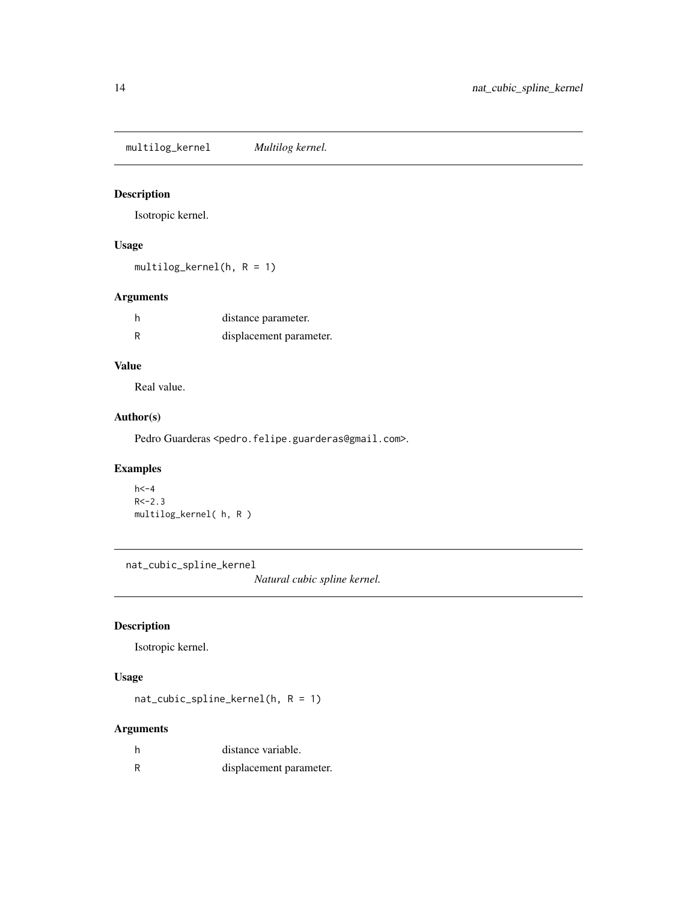## multilog_kernel — *Multilog kernel.*

### Description

Isotropic kernel.

### Usage

```
multilog_kernel(h, R = 1)
```

### Arguments

| | |
|---|---|
| h | distance parameter. |
| R | displacement parameter. |

### Value

Real value.

### Author(s)

Pedro Guarderas <pedro.felipe.guarderas@gmail.com>.

### Examples

```
h<-4
R<-2.3
multilog_kernel( h, R )
```

## nat_cubic_spline_kernel — *Natural cubic spline kernel.*

### Description

Isotropic kernel.

### Usage

```
nat_cubic_spline_kernel(h, R = 1)
```

### Arguments

| | |
|---|---|
| h | distance variable. |
| R | displacement parameter. |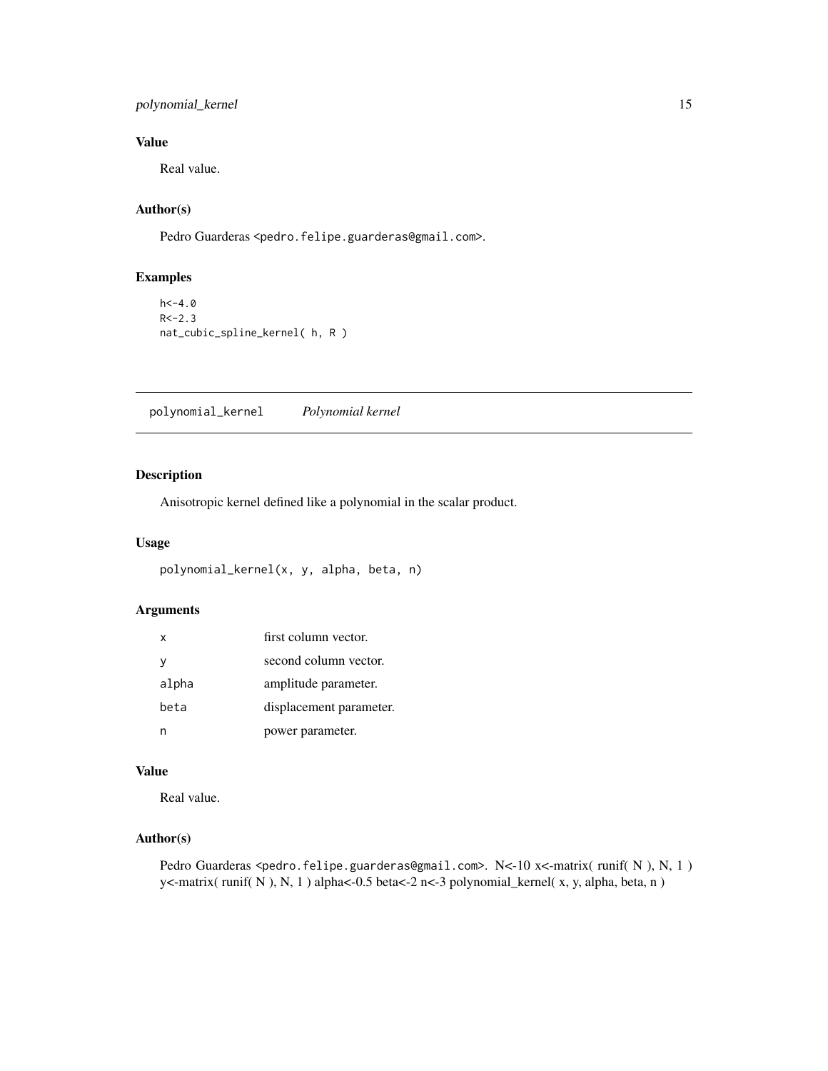### Value

Real value.

### Author(s)

Pedro Guarderas <pedro.felipe.guarderas@gmail.com>.

### Examples

```
h<-4.0
R<-2.3
nat_cubic_spline_kernel( h, R )
```

---

## polynomial_kernel *Polynomial kernel*

---

### Description

Anisotropic kernel defined like a polynomial in the scalar product.

### Usage

```
polynomial_kernel(x, y, alpha, beta, n)
```

### Arguments

| | |
|---|---|
| x | first column vector. |
| y | second column vector. |
| alpha | amplitude parameter. |
| beta | displacement parameter. |
| n | power parameter. |

### Value

Real value.

### Author(s)

Pedro Guarderas <pedro.felipe.guarderas@gmail.com>. N<-10 x<-matrix( runif( N ), N, 1 ) y<-matrix( runif( N ), N, 1 ) alpha<-0.5 beta<-2 n<-3 polynomial_kernel( x, y, alpha, beta, n )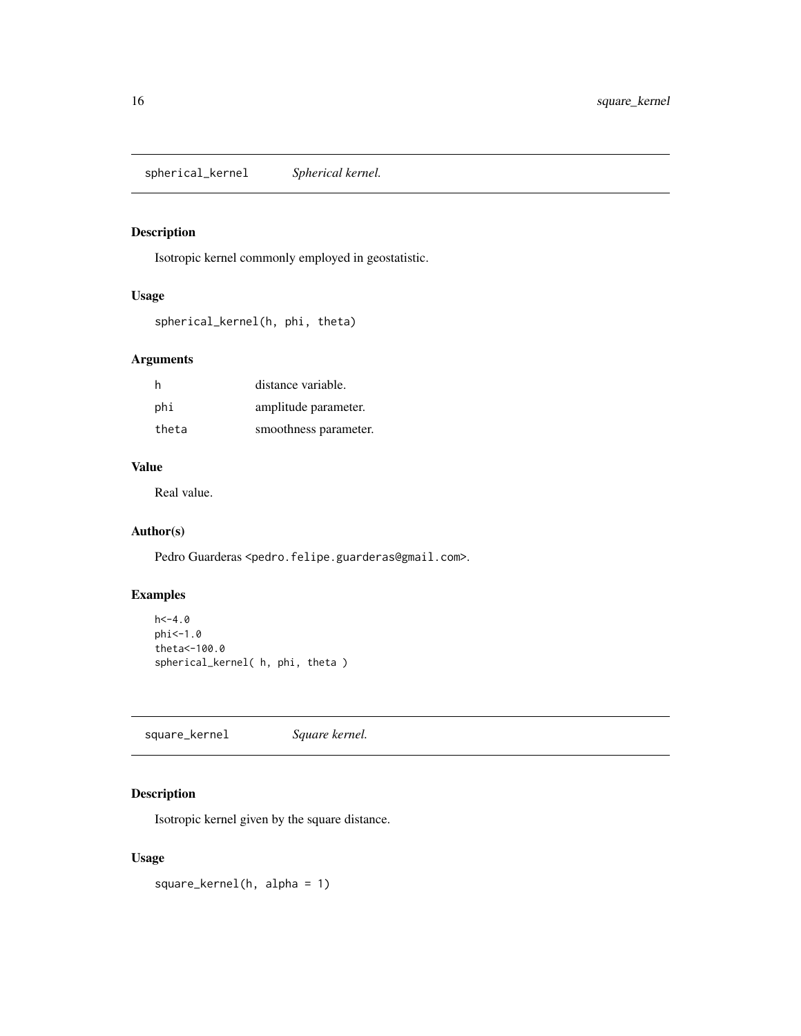## spherical_kernel *Spherical kernel.*

### Description

Isotropic kernel commonly employed in geostatistic.

### Usage

```
spherical_kernel(h, phi, theta)
```

### Arguments

| | |
|---|---|
| h | distance variable. |
| phi | amplitude parameter. |
| theta | smoothness parameter. |

### Value

Real value.

### Author(s)

Pedro Guarderas <pedro.felipe.guarderas@gmail.com>.

### Examples

```
h<-4.0
phi<-1.0
theta<-100.0
spherical_kernel( h, phi, theta )
```

## square_kernel *Square kernel.*

### Description

Isotropic kernel given by the square distance.

### Usage

```
square_kernel(h, alpha = 1)
```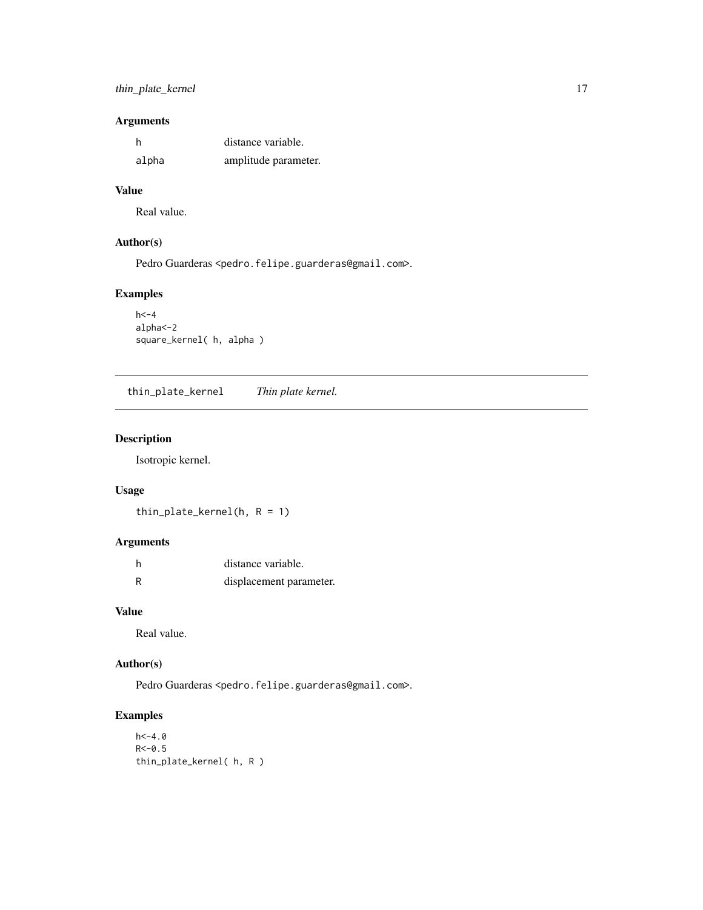### Arguments

| | |
|---|---|
| h | distance variable. |
| alpha | amplitude parameter. |

### Value

Real value.

### Author(s)

Pedro Guarderas <pedro.felipe.guarderas@gmail.com>.

### Examples

```
h<-4
alpha<-2
square_kernel( h, alpha )
```

---

## thin_plate_kernel    *Thin plate kernel.*

---

### Description

Isotropic kernel.

### Usage

```
thin_plate_kernel(h, R = 1)
```

### Arguments

| | |
|---|---|
| h | distance variable. |
| R | displacement parameter. |

### Value

Real value.

### Author(s)

Pedro Guarderas <pedro.felipe.guarderas@gmail.com>.

### Examples

```
h<-4.0
R<-0.5
thin_plate_kernel( h, R )
```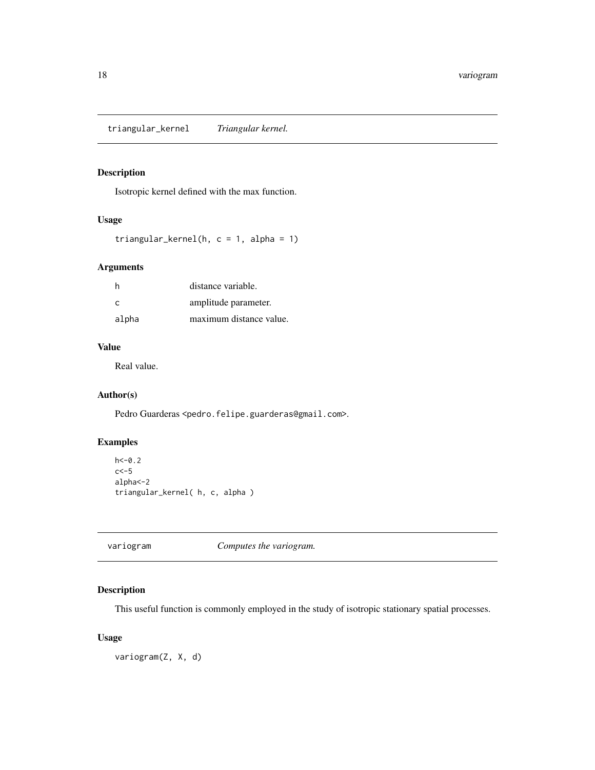## triangular_kernel *Triangular kernel.*

### Description

Isotropic kernel defined with the max function.

### Usage

```
triangular_kernel(h, c = 1, alpha = 1)
```

### Arguments

| | |
|---|---|
| h | distance variable. |
| c | amplitude parameter. |
| alpha | maximum distance value. |

### Value

Real value.

### Author(s)

Pedro Guarderas <pedro.felipe.guarderas@gmail.com>.

### Examples

```
h<-0.2
c<-5
alpha<-2
triangular_kernel( h, c, alpha )
```

## variogram *Computes the variogram.*

### Description

This useful function is commonly employed in the study of isotropic stationary spatial processes.

### Usage

```
variogram(Z, X, d)
```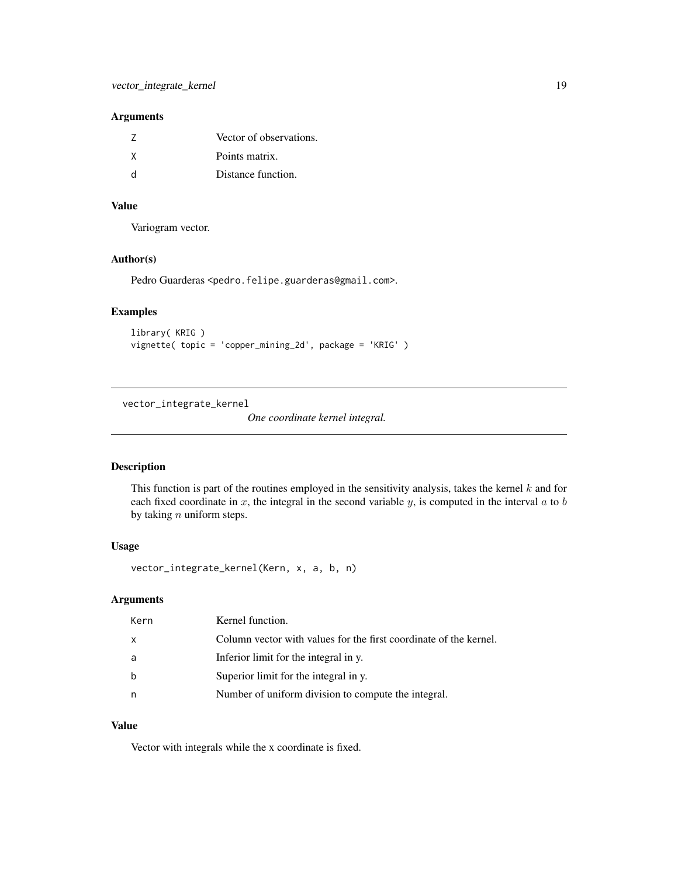### Arguments

| | |
|---|---|
| Z | Vector of observations. |
| X | Points matrix. |
| d | Distance function. |

### Value

Variogram vector.

### Author(s)

Pedro Guarderas <pedro.felipe.guarderas@gmail.com>.

### Examples

```
library( KRIG )
vignette( topic = 'copper_mining_2d', package = 'KRIG' )
```

---

## vector_integrate_kernel

*One coordinate kernel integral.*

---

### Description

This function is part of the routines employed in the sensitivity analysis, takes the kernel $k$ and for each fixed coordinate in $x$, the integral in the second variable $y$, is computed in the interval $a$ to $b$ by taking $n$ uniform steps.

### Usage

```
vector_integrate_kernel(Kern, x, a, b, n)
```

### Arguments

| | |
|---|---|
| Kern | Kernel function. |
| x | Column vector with values for the first coordinate of the kernel. |
| a | Inferior limit for the integral in y. |
| b | Superior limit for the integral in y. |
| n | Number of uniform division to compute the integral. |

### Value

Vector with integrals while the x coordinate is fixed.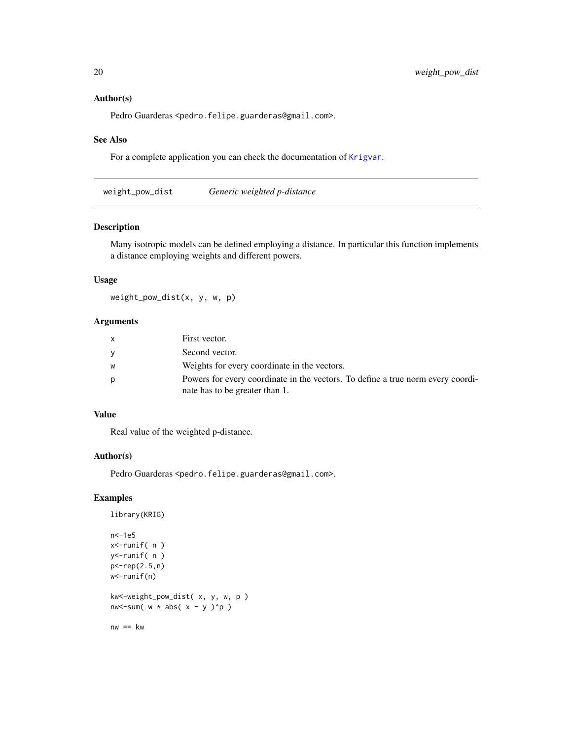### Author(s)

Pedro Guarderas <pedro.felipe.guarderas@gmail.com>.

### See Also

For a complete application you can check the documentation of Krigvar.

---

## weight_pow_dist — *Generic weighted p-distance*

### Description

Many isotropic models can be defined employing a distance. In particular this function implements a distance employing weights and different powers.

### Usage

```
weight_pow_dist(x, y, w, p)
```

### Arguments

| | |
|---|---|
| x | First vector. |
| y | Second vector. |
| w | Weights for every coordinate in the vectors. |
| p | Powers for every coordinate in the vectors. To define a true norm every coordinate has to be greater than 1. |

### Value

Real value of the weighted p-distance.

### Author(s)

Pedro Guarderas <pedro.felipe.guarderas@gmail.com>.

### Examples

```
library(KRIG)

n<-1e5
x<-runif( n )
y<-runif( n )
p<-rep(2.5,n)
w<-runif(n)

kw<-weight_pow_dist( x, y, w, p )
nw<-sum( w * abs( x - y )^p )

nw == kw
```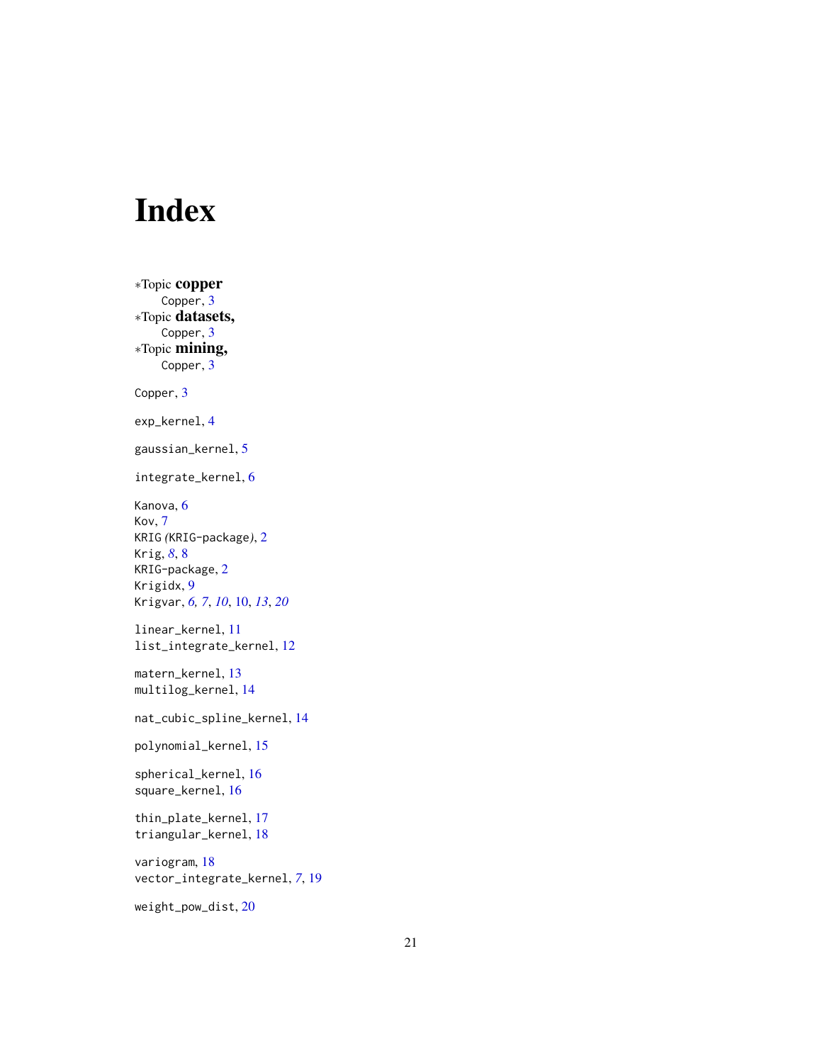# Index

*Topic **copper**
    Copper, 3
*Topic **datasets,**
    Copper, 3
*Topic **mining,**
    Copper, 3

Copper, 3

exp_kernel, 4

gaussian_kernel, 5

integrate_kernel, 6

Kanova, 6
Kov, 7
KRIG *(*KRIG-package*)*, 2
Krig, *8*, 8
KRIG-package, 2
Krigidx, 9
Krigvar, *6, 7*, *10*, 10, *13*, *20*

linear_kernel, 11
list_integrate_kernel, 12

matern_kernel, 13
multilog_kernel, 14

nat_cubic_spline_kernel, 14

polynomial_kernel, 15

spherical_kernel, 16
square_kernel, 16

thin_plate_kernel, 17
triangular_kernel, 18

variogram, 18
vector_integrate_kernel, *7*, 19

weight_pow_dist, 20